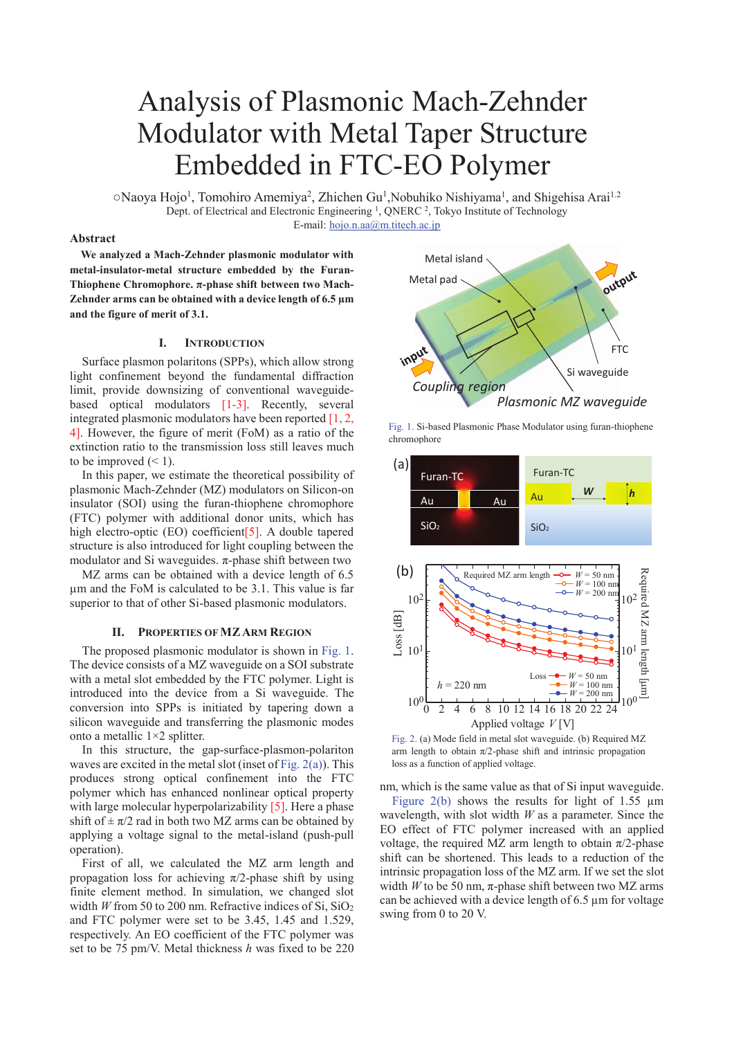# Analysis of Plasmonic Mach-Zehnder Modulator with Metal Taper Structure Embedded in FTC-EO Polymer

○Naoya Hojo[1], Tomohiro Amemiya[2], Zhichen Gu[1],Nobuhiko Nishiyama[1], and Shigehisa Arai[1,2]

Dept. of Electrical and Electronic Engineering [1], QNERC [2], Tokyo Institute of Technology

E-mail: hojo.n.aa@m.titech.ac.jp

## Abstract

**We analyzed a Mach-Zehnder plasmonic modulator with metal-insulator-metal structure embedded by the Furan-Thiophene Chromophore. π-phase shift between two Mach-Zehnder arms can be obtained with a device length of 6.5 µm and the figure of merit of 3.1.**

## I. Introduction

Surface plasmon polaritons (SPPs), which allow strong light confinement beyond the fundamental diffraction limit, provide downsizing of conventional waveguide-based optical modulators [1-3]. Recently, several integrated plasmonic modulators have been reported [1, 2, 4]. However, the figure of merit (FoM) as a ratio of the extinction ratio to the transmission loss still leaves much to be improved (< 1).

In this paper, we estimate the theoretical possibility of plasmonic Mach-Zehnder (MZ) modulators on Silicon-on insulator (SOI) using the furan-thiophene chromophore (FTC) polymer with additional donor units, which has high electro-optic (EO) coefficient[5]. A double tapered structure is also introduced for light coupling between the modulator and Si waveguides. π-phase shift between two MZ arms can be obtained with a device length of 6.5 µm and the FoM is calculated to be 3.1. This value is far superior to that of other Si-based plasmonic modulators.

## II. Properties of MZ Arm Region

The proposed plasmonic modulator is shown in Fig. 1. The device consists of a MZ waveguide on a SOI substrate with a metal slot embedded by the FTC polymer. Light is introduced into the device from a Si waveguide. The conversion into SPPs is initiated by tapering down a silicon waveguide and transferring the plasmonic modes onto a metallic 1×2 splitter.

In this structure, the gap-surface-plasmon-polariton waves are excited in the metal slot (inset of Fig. 2(a)). This produces strong optical confinement into the FTC polymer which has enhanced nonlinear optical property with large molecular hyperpolarizability [5]. Here a phase shift of ± π/2 rad in both two MZ arms can be obtained by applying a voltage signal to the metal-island (push-pull operation).

First of all, we calculated the MZ arm length and propagation loss for achieving π/2-phase shift by using finite element method. In simulation, we changed slot width $W$ from 50 to 200 nm. Refractive indices of Si, $SiO_2$ and FTC polymer were set to be 3.45, 1.45 and 1.529, respectively. An EO coefficient of the FTC polymer was set to be 75 pm/V. Metal thickness $h$ was fixed to be 220 nm, which is the same value as that of Si input waveguide.

Fig. 1. Si-based Plasmonic Phase Modulator using furan-thiophene chromophore

Fig. 2. (a) Mode field in metal slot waveguide. (b) Required MZ arm length to obtain π/2-phase shift and intrinsic propagation loss as a function of applied voltage.

Figure 2(b) shows the results for light of 1.55 µm wavelength, with slot width $W$ as a parameter. Since the EO effect of FTC polymer increased with an applied voltage, the required MZ arm length to obtain π/2-phase shift can be shortened. This leads to a reduction of the intrinsic propagation loss of the MZ arm. If we set the slot width $W$ to be 50 nm, π-phase shift between two MZ arms can be achieved with a device length of 6.5 µm for voltage swing from 0 to 20 V.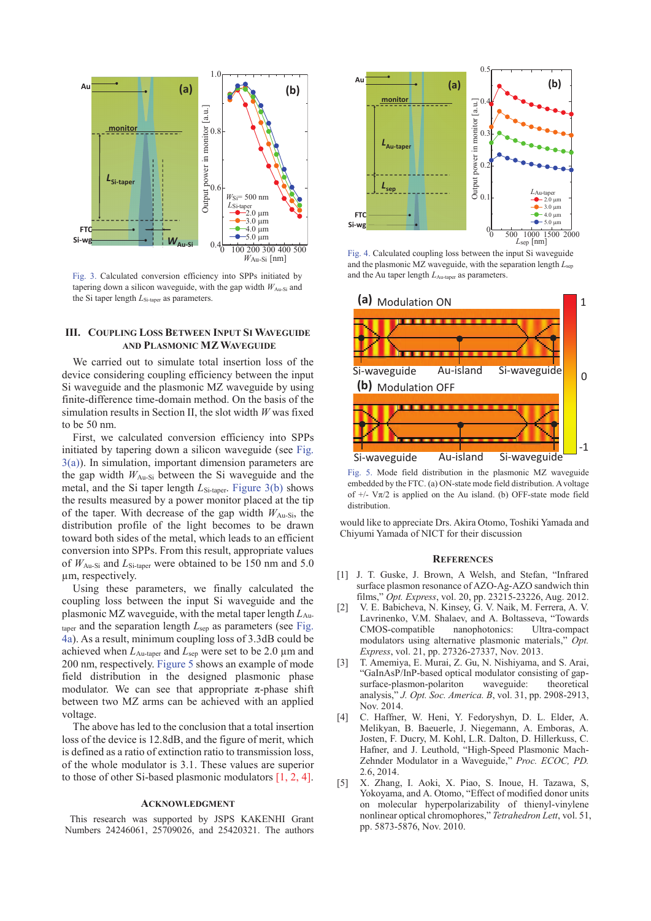Au

(a)

monitor

$L_{Si\text{-}taper}$

FTC

Si-wg

$W_{Au\text{-}Si}$

(b)

1.0

0.8

0.6

0.4

Output power in monitor [a.u.]

$W_{Si}$= 500 nm

$L_{Si\text{-}taper}$

2.0 µm

3.0 µm

4.0 µm

5.0 µm

0 100 200 300 400 500

$W_{Au\text{-}Si}$ [nm]

Fig. 3. Calculated conversion efficiency into SPPs initiated by tapering down a silicon waveguide, with the gap width $W_{Au\text{-}Si}$ and the Si taper length $L_{Si\text{-}taper}$ as parameters.

## III. Coupling Loss Between Input Si Waveguide and Plasmonic MZ Waveguide

We carried out to simulate total insertion loss of the device considering coupling efficiency between the input Si waveguide and the plasmonic MZ waveguide by using finite-difference time-domain method. On the basis of the simulation results in Section II, the slot width $W$ was fixed to be 50 nm.

First, we calculated conversion efficiency into SPPs initiated by tapering down a silicon waveguide (see Fig. 3(a)). In simulation, important dimension parameters are the gap width $W_{Au\text{-}Si}$ between the Si waveguide and the metal, and the Si taper length $L_{Si\text{-}taper}$. Figure 3(b) shows the results measured by a power monitor placed at the tip of the taper. With decrease of the gap width $W_{Au\text{-}Si}$, the distribution profile of the light becomes to be drawn toward both sides of the metal, which leads to an efficient conversion into SPPs. From this result, appropriate values of $W_{Au\text{-}Si}$ and $L_{Si\text{-}taper}$ were obtained to be 150 nm and 5.0 µm, respectively.

Using these parameters, we finally calculated the coupling loss between the input Si waveguide and the plasmonic MZ waveguide, with the metal taper length $L_{Au\text{-}taper}$ and the separation length $L_{sep}$ as parameters (see Fig. 4a). As a result, minimum coupling loss of 3.3dB could be achieved when $L_{Au\text{-}taper}$ and $L_{sep}$ were set to be 2.0 µm and 200 nm, respectively. Figure 5 shows an example of mode field distribution in the designed plasmonic phase modulator. We can see that appropriate π-phase shift between two MZ arms can be achieved with an applied voltage.

The above has led to the conclusion that a total insertion loss of the device is 12.8dB, and the figure of merit, which is defined as a ratio of extinction ratio to transmission loss, of the whole modulator is 3.1. These values are superior to those of other Si-based plasmonic modulators [1, 2, 4].

## Acknowledgment

This research was supported by JSPS KAKENHI Grant Numbers 24246061, 25709026, and 25420321. The authors would like to appreciate Drs. Akira Otomo, Toshiki Yamada and Chiyumi Yamada of NICT for their discussion

Au

(a)

monitor

$L_{Au\text{-}taper}$

$L_{sep}$

FTC

Si-wg

(b)

0.5

0.4

0.3

0.2

0.1

0

Output power in monitor [a.u.]

$L_{Au\text{-}taper}$

2.0 µm

3.0 µm

4.0 µm

5.0 µm

0 500 1000 1500 2000

$L_{sep}$ [nm]

Fig. 4. Calculated coupling loss between the input Si waveguide and the plasmonic MZ waveguide, with the separation length $L_{sep}$ and the Au taper length $L_{Au\text{-}taper}$ as parameters.

(a) Modulation ON

Si-waveguide Au-island Si-waveguide

(b) Modulation OFF

Si-waveguide Au-island Si-waveguide

1

0

-1

Fig. 5. Mode field distribution in the plasmonic MZ waveguide embedded by the FTC. (a) ON-state mode field distribution. A voltage of +/- Vπ/2 is applied on the Au island. (b) OFF-state mode field distribution.

## References

[1] J. T. Guske, J. Brown, A Welsh, and Stefan, "Infrared surface plasmon resonance of AZO-Ag-AZO sandwich thin films," *Opt. Express*, vol. 20, pp. 23215-23226, Aug. 2012.

[2] V. E. Babicheva, N. Kinsey, G. V. Naik, M. Ferrera, A. V. Lavrinenko, V.M. Shalaev, and A. Boltasseva, "Towards CMOS-compatible nanophotonics: Ultra-compact modulators using alternative plasmonic materials," *Opt. Express*, vol. 21, pp. 27326-27337, Nov. 2013.

[3] T. Amemiya, E. Murai, Z. Gu, N. Nishiyama, and S. Arai, "GaInAsP/InP-based optical modulator consisting of gap-surface-plasmon-polariton waveguide: theoretical analysis," *J. Opt. Soc. America. B*, vol. 31, pp. 2908-2913, Nov. 2014.

[4] C. Haffner, W. Heni, Y. Fedoryshyn, D. L. Elder, A. Melikyan, B. Baeuerle, J. Niegemann, A. Emboras, A. Josten, F. Ducry, M. Kohl, L.R. Dalton, D. Hillerkuss, C. Hafner, and J. Leuthold, "High-Speed Plasmonic Mach-Zehnder Modulator in a Waveguide," *Proc. ECOC, PD.* 2.6, 2014.

[5] X. Zhang, I. Aoki, X. Piao, S. Inoue, H. Tazawa, S, Yokoyama, and A. Otomo, "Effect of modified donor units on molecular hyperpolarizability of thienyl-vinylene nonlinear optical chromophores," *Tetrahedron Lett*, vol. 51, pp. 5873-5876, Nov. 2010.